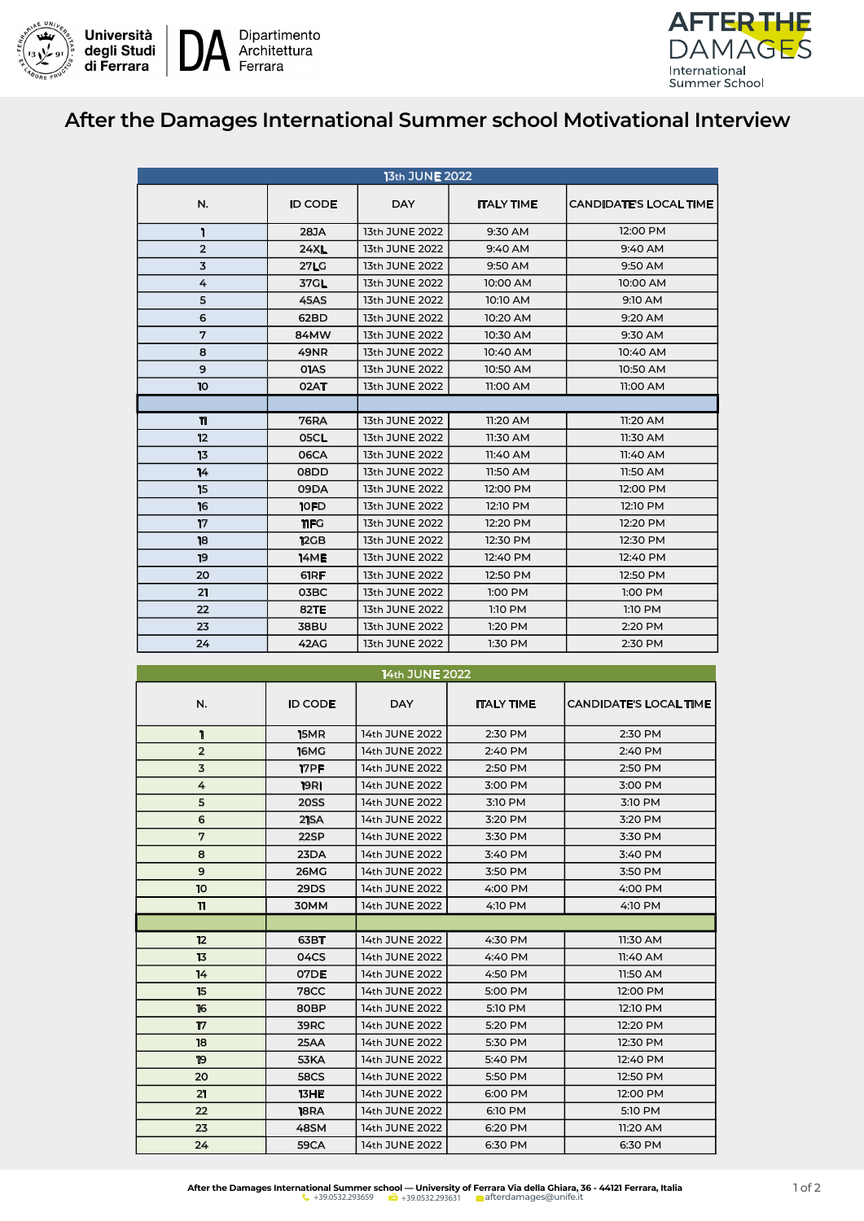# After the Damages International Summer school Motivational Interview

| 13th JUNE 2022 | | | | |
|---|---|---|---|---|
| N. | ID CODE | DAY | ITALY TIME | CANDIDATE'S LOCAL TIME |
| 1 | 28JA | 13th JUNE 2022 | 9:30 AM | 12:00 PM |
| 2 | 24XL | 13th JUNE 2022 | 9:40 AM | 9:40 AM |
| 3 | 27LG | 13th JUNE 2022 | 9:50 AM | 9:50 AM |
| 4 | 37GL | 13th JUNE 2022 | 10:00 AM | 10:00 AM |
| 5 | 45AS | 13th JUNE 2022 | 10:10 AM | 9:10 AM |
| 6 | 62BD | 13th JUNE 2022 | 10:20 AM | 9:20 AM |
| 7 | 84MW | 13th JUNE 2022 | 10:30 AM | 9:30 AM |
| 8 | 49NR | 13th JUNE 2022 | 10:40 AM | 10:40 AM |
| 9 | 01AS | 13th JUNE 2022 | 10:50 AM | 10:50 AM |
| 10 | 02AT | 13th JUNE 2022 | 11:00 AM | 11:00 AM |
| | | | | |
| 11 | 76RA | 13th JUNE 2022 | 11:20 AM | 11:20 AM |
| 12 | 05CL | 13th JUNE 2022 | 11:30 AM | 11:30 AM |
| 13 | 06CA | 13th JUNE 2022 | 11:40 AM | 11:40 AM |
| 14 | 08DD | 13th JUNE 2022 | 11:50 AM | 11:50 AM |
| 15 | 09DA | 13th JUNE 2022 | 12:00 PM | 12:00 PM |
| 16 | 10FD | 13th JUNE 2022 | 12:10 PM | 12:10 PM |
| 17 | 11FG | 13th JUNE 2022 | 12:20 PM | 12:20 PM |
| 18 | 12GB | 13th JUNE 2022 | 12:30 PM | 12:30 PM |
| 19 | 14ME | 13th JUNE 2022 | 12:40 PM | 12:40 PM |
| 20 | 61RF | 13th JUNE 2022 | 12:50 PM | 12:50 PM |
| 21 | 03BC | 13th JUNE 2022 | 1:00 PM | 1:00 PM |
| 22 | 82TE | 13th JUNE 2022 | 1:10 PM | 1:10 PM |
| 23 | 38BU | 13th JUNE 2022 | 1:20 PM | 2:20 PM |
| 24 | 42AG | 13th JUNE 2022 | 1:30 PM | 2:30 PM |

| 14th JUNE 2022 | | | | |
|---|---|---|---|---|
| N. | ID CODE | DAY | ITALY TIME | CANDIDATE'S LOCAL TIME |
| 1 | 15MR | 14th JUNE 2022 | 2:30 PM | 2:30 PM |
| 2 | 16MG | 14th JUNE 2022 | 2:40 PM | 2:40 PM |
| 3 | 17PF | 14th JUNE 2022 | 2:50 PM | 2:50 PM |
| 4 | 19RI | 14th JUNE 2022 | 3:00 PM | 3:00 PM |
| 5 | 20SS | 14th JUNE 2022 | 3:10 PM | 3:10 PM |
| 6 | 21SA | 14th JUNE 2022 | 3:20 PM | 3:20 PM |
| 7 | 22SP | 14th JUNE 2022 | 3:30 PM | 3:30 PM |
| 8 | 23DA | 14th JUNE 2022 | 3:40 PM | 3:40 PM |
| 9 | 26MG | 14th JUNE 2022 | 3:50 PM | 3:50 PM |
| 10 | 29DS | 14th JUNE 2022 | 4:00 PM | 4:00 PM |
| 11 | 30MM | 14th JUNE 2022 | 4:10 PM | 4:10 PM |
| | | | | |
| 12 | 63BT | 14th JUNE 2022 | 4:30 PM | 11:30 AM |
| 13 | 04CS | 14th JUNE 2022 | 4:40 PM | 11:40 AM |
| 14 | 07DE | 14th JUNE 2022 | 4:50 PM | 11:50 AM |
| 15 | 78CC | 14th JUNE 2022 | 5:00 PM | 12:00 PM |
| 16 | 80BP | 14th JUNE 2022 | 5:10 PM | 12:10 PM |
| 17 | 39RC | 14th JUNE 2022 | 5:20 PM | 12:20 PM |
| 18 | 25AA | 14th JUNE 2022 | 5:30 PM | 12:30 PM |
| 19 | 53KA | 14th JUNE 2022 | 5:40 PM | 12:40 PM |
| 20 | 58CS | 14th JUNE 2022 | 5:50 PM | 12:50 PM |
| 21 | 13HE | 14th JUNE 2022 | 6:00 PM | 12:00 PM |
| 22 | 18RA | 14th JUNE 2022 | 6:10 PM | 5:10 PM |
| 23 | 48SM | 14th JUNE 2022 | 6:20 PM | 11:20 AM |
| 24 | 59CA | 14th JUNE 2022 | 6:30 PM | 6:30 PM |

**After the Damages International Summer school — University of Ferrara Via della Ghiara, 36 - 44121 Ferrara, Italia**
+39.0532.293659 +39.0532.293631 afterdamages@unife.it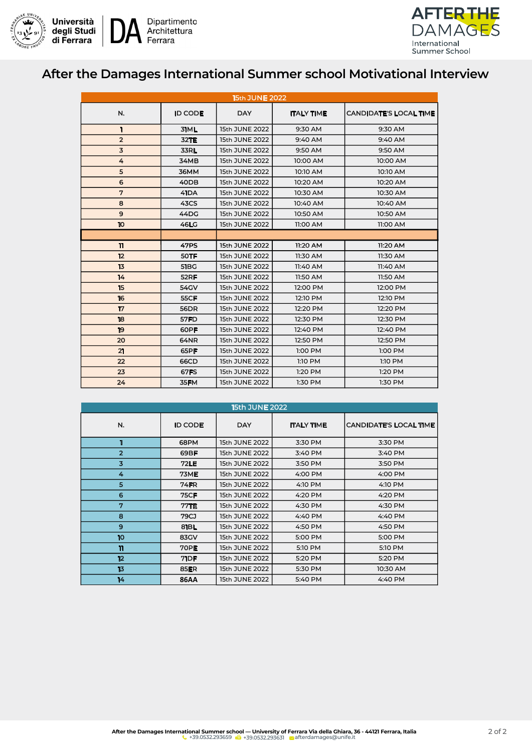Università degli Studi di Ferrara | DA Dipartimento Architettura Ferrara

AFTER THE DAMAGES International Summer School

# After the Damages International Summer school Motivational Interview

| 15th JUNE 2022 | | | | |
|---|---|---|---|---|
| N. | ID CODE | DAY | ITALY TIME | CANDIDATE'S LOCAL TIME |
| 1 | 31ML | 15th JUNE 2022 | 9:30 AM | 9:30 AM |
| 2 | 32TE | 15th JUNE 2022 | 9:40 AM | 9:40 AM |
| 3 | 33RL | 15th JUNE 2022 | 9:50 AM | 9:50 AM |
| 4 | 34MB | 15th JUNE 2022 | 10:00 AM | 10:00 AM |
| 5 | 36MM | 15th JUNE 2022 | 10:10 AM | 10:10 AM |
| 6 | 40DB | 15th JUNE 2022 | 10:20 AM | 10:20 AM |
| 7 | 41DA | 15th JUNE 2022 | 10:30 AM | 10:30 AM |
| 8 | 43CS | 15th JUNE 2022 | 10:40 AM | 10:40 AM |
| 9 | 44DG | 15th JUNE 2022 | 10:50 AM | 10:50 AM |
| 10 | 46LG | 15th JUNE 2022 | 11:00 AM | 11:00 AM |
| | | | | |
| 11 | 47PS | 15th JUNE 2022 | 11:20 AM | 11:20 AM |
| 12 | 50TF | 15th JUNE 2022 | 11:30 AM | 11:30 AM |
| 13 | 51BG | 15th JUNE 2022 | 11:40 AM | 11:40 AM |
| 14 | 52RF | 15th JUNE 2022 | 11:50 AM | 11:50 AM |
| 15 | 54GV | 15th JUNE 2022 | 12:00 PM | 12:00 PM |
| 16 | 55CF | 15th JUNE 2022 | 12:10 PM | 12:10 PM |
| 17 | 56DR | 15th JUNE 2022 | 12:20 PM | 12:20 PM |
| 18 | 57FD | 15th JUNE 2022 | 12:30 PM | 12:30 PM |
| 19 | 60PF | 15th JUNE 2022 | 12:40 PM | 12:40 PM |
| 20 | 64NR | 15th JUNE 2022 | 12:50 PM | 12:50 PM |
| 21 | 65PF | 15th JUNE 2022 | 1:00 PM | 1:00 PM |
| 22 | 66CD | 15th JUNE 2022 | 1:10 PM | 1:10 PM |
| 23 | 67FS | 15th JUNE 2022 | 1:20 PM | 1:20 PM |
| 24 | 35FM | 15th JUNE 2022 | 1:30 PM | 1:30 PM |

| 15th JUNE 2022 | | | | |
|---|---|---|---|---|
| N. | ID CODE | DAY | ITALY TIME | CANDIDATE'S LOCAL TIME |
| 1 | 68PM | 15th JUNE 2022 | 3:30 PM | 3:30 PM |
| 2 | 69BF | 15th JUNE 2022 | 3:40 PM | 3:40 PM |
| 3 | 72LE | 15th JUNE 2022 | 3:50 PM | 3:50 PM |
| 4 | 73ME | 15th JUNE 2022 | 4:00 PM | 4:00 PM |
| 5 | 74FR | 15th JUNE 2022 | 4:10 PM | 4:10 PM |
| 6 | 75CF | 15th JUNE 2022 | 4:20 PM | 4:20 PM |
| 7 | 77TE | 15th JUNE 2022 | 4:30 PM | 4:30 PM |
| 8 | 79CJ | 15th JUNE 2022 | 4:40 PM | 4:40 PM |
| 9 | 81BL | 15th JUNE 2022 | 4:50 PM | 4:50 PM |
| 10 | 83GV | 15th JUNE 2022 | 5:00 PM | 5:00 PM |
| 11 | 70PE | 15th JUNE 2022 | 5:10 PM | 5:10 PM |
| 12 | 71DF | 15th JUNE 2022 | 5:20 PM | 5:20 PM |
| 13 | 85ER | 15th JUNE 2022 | 5:30 PM | 10:30 AM |
| 14 | 86AA | 15th JUNE 2022 | 5:40 PM | 4:40 PM |

**After the Damages International Summer school — University of Ferrara Via della Ghiara, 36 - 44121 Ferrara, Italia**
+39.0532.293659 +39.0532.293631 afterdamages@unife.it